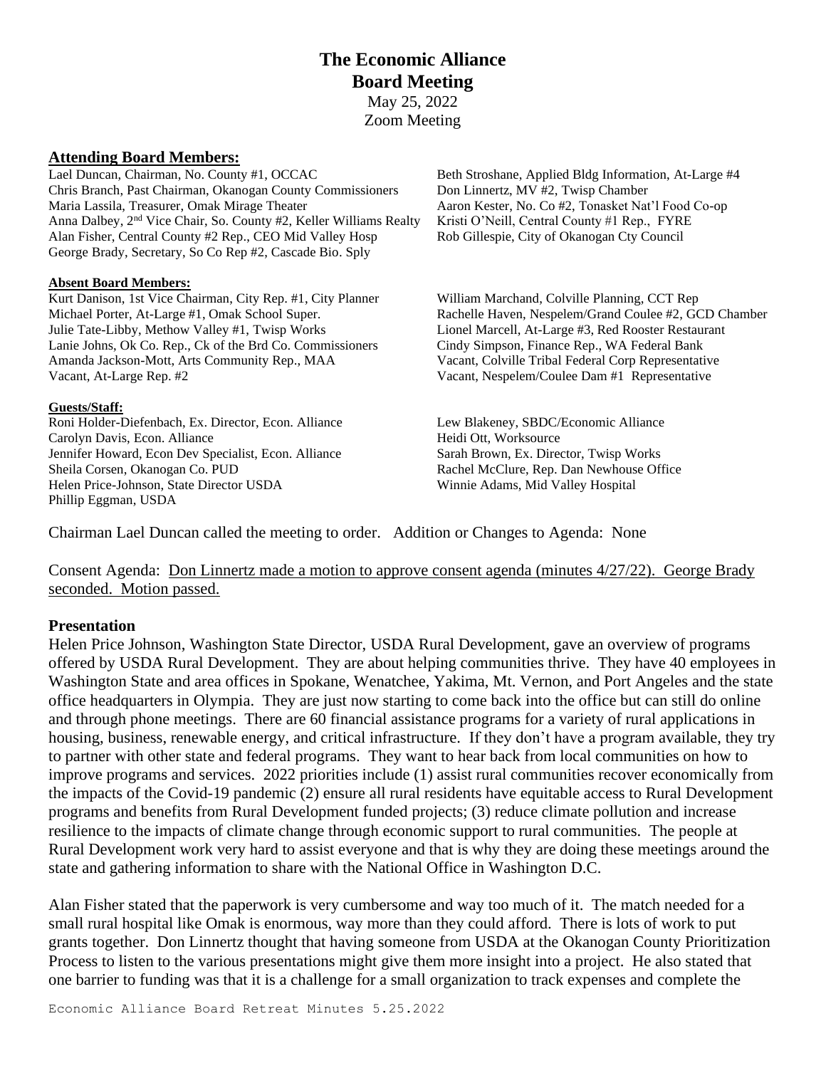# The Economic Alliance
## Board Meeting

May 25, 2022
Zoom Meeting

### Attending Board Members:

Lael Duncan, Chairman, No. County #1, OCCAC
Chris Branch, Past Chairman, Okanogan County Commissioners
Maria Lassila, Treasurer, Omak Mirage Theater
Anna Dalbey, 2nd Vice Chair, So. County #2, Keller Williams Realty
Alan Fisher, Central County #2 Rep., CEO Mid Valley Hosp
George Brady, Secretary, So Co Rep #2, Cascade Bio. Sply
Beth Stroshane, Applied Bldg Information, At-Large #4
Don Linnertz, MV #2, Twisp Chamber
Aaron Kester, No. Co #2, Tonasket Nat'l Food Co-op
Kristi O'Neill, Central County #1 Rep., FYRE
Rob Gillespie, City of Okanogan Cty Council

**Absent Board Members:**

Kurt Danison, 1st Vice Chairman, City Rep. #1, City Planner
Michael Porter, At-Large #1, Omak School Super.
Julie Tate-Libby, Methow Valley #1, Twisp Works
Lanie Johns, Ok Co. Rep., Ck of the Brd Co. Commissioners
Amanda Jackson-Mott, Arts Community Rep., MAA
Vacant, At-Large Rep. #2
William Marchand, Colville Planning, CCT Rep
Rachelle Haven, Nespelem/Grand Coulee #2, GCD Chamber
Lionel Marcell, At-Large #3, Red Rooster Restaurant
Cindy Simpson, Finance Rep., WA Federal Bank
Vacant, Colville Tribal Federal Corp Representative
Vacant, Nespelem/Coulee Dam #1 Representative

**Guests/Staff:**

Roni Holder-Diefenbach, Ex. Director, Econ. Alliance
Carolyn Davis, Econ. Alliance
Jennifer Howard, Econ Dev Specialist, Econ. Alliance
Sheila Corsen, Okanogan Co. PUD
Helen Price-Johnson, State Director USDA
Phillip Eggman, USDA
Lew Blakeney, SBDC/Economic Alliance
Heidi Ott, Worksource
Sarah Brown, Ex. Director, Twisp Works
Rachel McClure, Rep. Dan Newhouse Office
Winnie Adams, Mid Valley Hospital

Chairman Lael Duncan called the meeting to order. Addition or Changes to Agenda: None

Consent Agenda: Don Linnertz made a motion to approve consent agenda (minutes 4/27/22). George Brady seconded. Motion passed.

### Presentation

Helen Price Johnson, Washington State Director, USDA Rural Development, gave an overview of programs offered by USDA Rural Development. They are about helping communities thrive. They have 40 employees in Washington State and area offices in Spokane, Wenatchee, Yakima, Mt. Vernon, and Port Angeles and the state office headquarters in Olympia. They are just now starting to come back into the office but can still do online and through phone meetings. There are 60 financial assistance programs for a variety of rural applications in housing, business, renewable energy, and critical infrastructure. If they don't have a program available, they try to partner with other state and federal programs. They want to hear back from local communities on how to improve programs and services. 2022 priorities include (1) assist rural communities recover economically from the impacts of the Covid-19 pandemic (2) ensure all rural residents have equitable access to Rural Development programs and benefits from Rural Development funded projects; (3) reduce climate pollution and increase resilience to the impacts of climate change through economic support to rural communities. The people at Rural Development work very hard to assist everyone and that is why they are doing these meetings around the state and gathering information to share with the National Office in Washington D.C.

Alan Fisher stated that the paperwork is very cumbersome and way too much of it. The match needed for a small rural hospital like Omak is enormous, way more than they could afford. There is lots of work to put grants together. Don Linnertz thought that having someone from USDA at the Okanogan County Prioritization Process to listen to the various presentations might give them more insight into a project. He also stated that one barrier to funding was that it is a challenge for a small organization to track expenses and complete the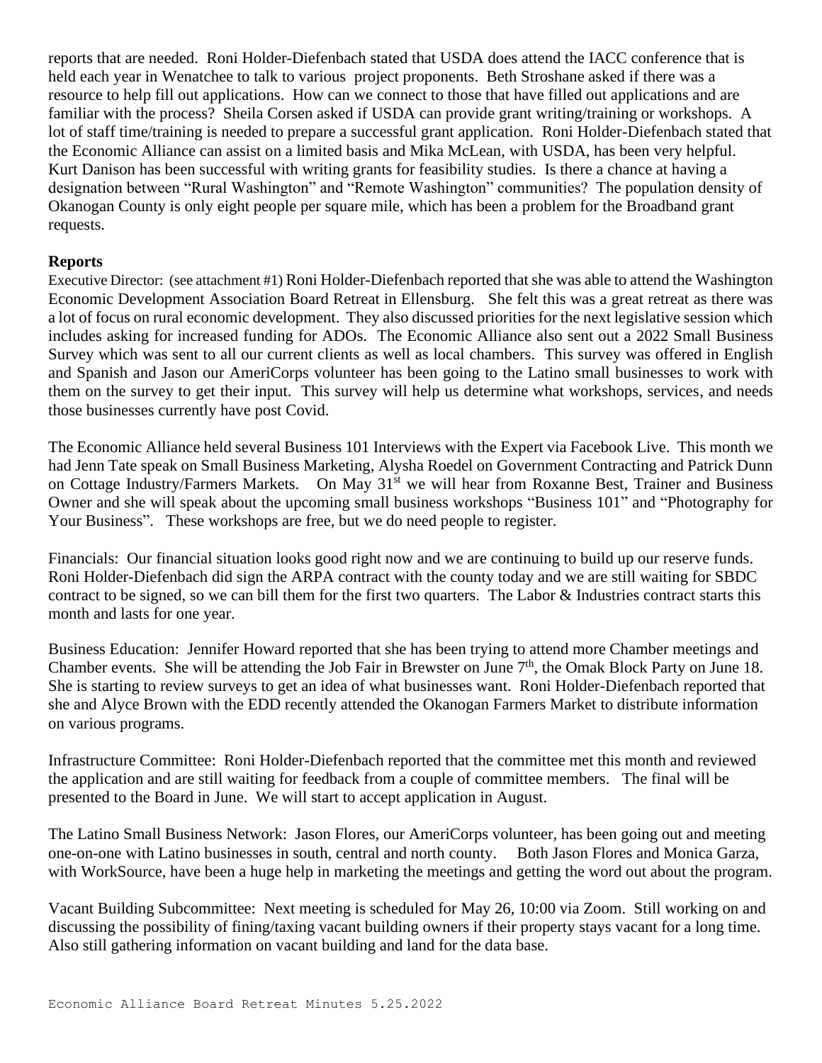reports that are needed. Roni Holder-Diefenbach stated that USDA does attend the IACC conference that is held each year in Wenatchee to talk to various project proponents. Beth Stroshane asked if there was a resource to help fill out applications. How can we connect to those that have filled out applications and are familiar with the process? Sheila Corsen asked if USDA can provide grant writing/training or workshops. A lot of staff time/training is needed to prepare a successful grant application. Roni Holder-Diefenbach stated that the Economic Alliance can assist on a limited basis and Mika McLean, with USDA, has been very helpful. Kurt Danison has been successful with writing grants for feasibility studies. Is there a chance at having a designation between "Rural Washington" and "Remote Washington" communities? The population density of Okanogan County is only eight people per square mile, which has been a problem for the Broadband grant requests.

**Reports**

Executive Director: (see attachment #1) Roni Holder-Diefenbach reported that she was able to attend the Washington Economic Development Association Board Retreat in Ellensburg. She felt this was a great retreat as there was a lot of focus on rural economic development. They also discussed priorities for the next legislative session which includes asking for increased funding for ADOs. The Economic Alliance also sent out a 2022 Small Business Survey which was sent to all our current clients as well as local chambers. This survey was offered in English and Spanish and Jason our AmeriCorps volunteer has been going to the Latino small businesses to work with them on the survey to get their input. This survey will help us determine what workshops, services, and needs those businesses currently have post Covid.

The Economic Alliance held several Business 101 Interviews with the Expert via Facebook Live. This month we had Jenn Tate speak on Small Business Marketing, Alysha Roedel on Government Contracting and Patrick Dunn on Cottage Industry/Farmers Markets. On May 31st we will hear from Roxanne Best, Trainer and Business Owner and she will speak about the upcoming small business workshops "Business 101" and "Photography for Your Business". These workshops are free, but we do need people to register.

Financials: Our financial situation looks good right now and we are continuing to build up our reserve funds. Roni Holder-Diefenbach did sign the ARPA contract with the county today and we are still waiting for SBDC contract to be signed, so we can bill them for the first two quarters. The Labor & Industries contract starts this month and lasts for one year.

Business Education: Jennifer Howard reported that she has been trying to attend more Chamber meetings and Chamber events. She will be attending the Job Fair in Brewster on June 7th, the Omak Block Party on June 18. She is starting to review surveys to get an idea of what businesses want. Roni Holder-Diefenbach reported that she and Alyce Brown with the EDD recently attended the Okanogan Farmers Market to distribute information on various programs.

Infrastructure Committee: Roni Holder-Diefenbach reported that the committee met this month and reviewed the application and are still waiting for feedback from a couple of committee members. The final will be presented to the Board in June. We will start to accept application in August.

The Latino Small Business Network: Jason Flores, our AmeriCorps volunteer, has been going out and meeting one-on-one with Latino businesses in south, central and north county. Both Jason Flores and Monica Garza, with WorkSource, have been a huge help in marketing the meetings and getting the word out about the program.

Vacant Building Subcommittee: Next meeting is scheduled for May 26, 10:00 via Zoom. Still working on and discussing the possibility of fining/taxing vacant building owners if their property stays vacant for a long time. Also still gathering information on vacant building and land for the data base.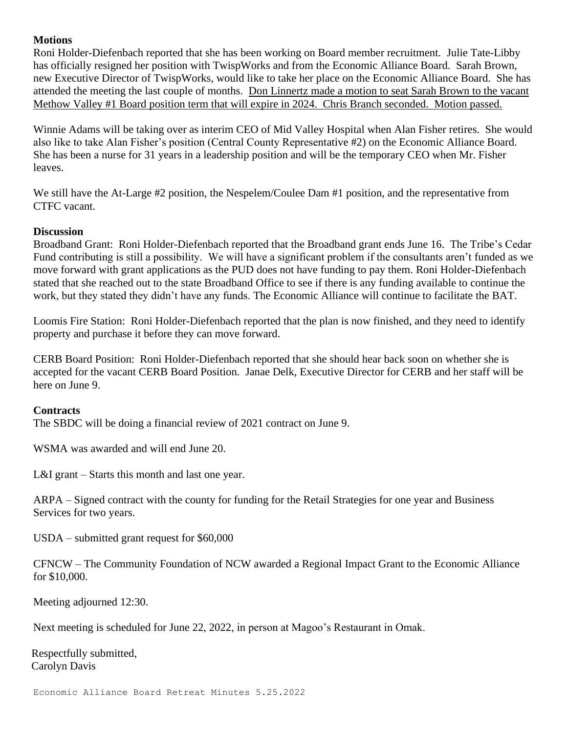**Motions**

Roni Holder-Diefenbach reported that she has been working on Board member recruitment. Julie Tate-Libby has officially resigned her position with TwispWorks and from the Economic Alliance Board. Sarah Brown, new Executive Director of TwispWorks, would like to take her place on the Economic Alliance Board. She has attended the meeting the last couple of months. <u>Don Linnertz made a motion to seat Sarah Brown to the vacant Methow Valley #1 Board position term that will expire in 2024. Chris Branch seconded. Motion passed.</u>

Winnie Adams will be taking over as interim CEO of Mid Valley Hospital when Alan Fisher retires. She would also like to take Alan Fisher's position (Central County Representative #2) on the Economic Alliance Board. She has been a nurse for 31 years in a leadership position and will be the temporary CEO when Mr. Fisher leaves.

We still have the At-Large #2 position, the Nespelem/Coulee Dam #1 position, and the representative from CTFC vacant.

**Discussion**

Broadband Grant: Roni Holder-Diefenbach reported that the Broadband grant ends June 16. The Tribe's Cedar Fund contributing is still a possibility. We will have a significant problem if the consultants aren't funded as we move forward with grant applications as the PUD does not have funding to pay them. Roni Holder-Diefenbach stated that she reached out to the state Broadband Office to see if there is any funding available to continue the work, but they stated they didn't have any funds. The Economic Alliance will continue to facilitate the BAT.

Loomis Fire Station: Roni Holder-Diefenbach reported that the plan is now finished, and they need to identify property and purchase it before they can move forward.

CERB Board Position: Roni Holder-Diefenbach reported that she should hear back soon on whether she is accepted for the vacant CERB Board Position. Janae Delk, Executive Director for CERB and her staff will be here on June 9.

**Contracts**

The SBDC will be doing a financial review of 2021 contract on June 9.

WSMA was awarded and will end June 20.

L&I grant – Starts this month and last one year.

ARPA – Signed contract with the county for funding for the Retail Strategies for one year and Business Services for two years.

USDA – submitted grant request for $60,000

CFNCW – The Community Foundation of NCW awarded a Regional Impact Grant to the Economic Alliance for $10,000.

Meeting adjourned 12:30.

Next meeting is scheduled for June 22, 2022, in person at Magoo's Restaurant in Omak.

Respectfully submitted,
Carolyn Davis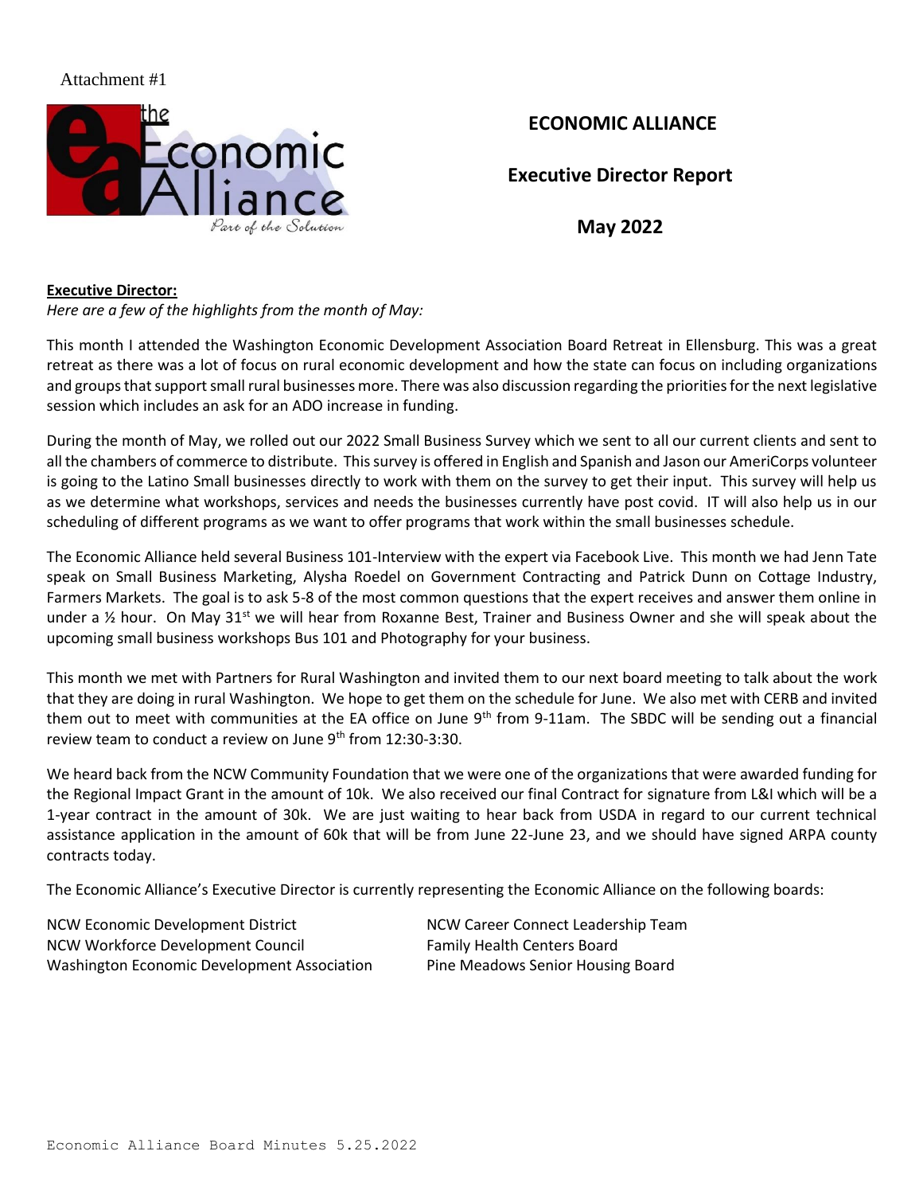Attachment #1

# ECONOMIC ALLIANCE

## Executive Director Report

## May 2022

**Executive Director:**

*Here are a few of the highlights from the month of May:*

This month I attended the Washington Economic Development Association Board Retreat in Ellensburg. This was a great retreat as there was a lot of focus on rural economic development and how the state can focus on including organizations and groups that support small rural businesses more. There was also discussion regarding the priorities for the next legislative session which includes an ask for an ADO increase in funding.

During the month of May, we rolled out our 2022 Small Business Survey which we sent to all our current clients and sent to all the chambers of commerce to distribute. This survey is offered in English and Spanish and Jason our AmeriCorps volunteer is going to the Latino Small businesses directly to work with them on the survey to get their input. This survey will help us as we determine what workshops, services and needs the businesses currently have post covid. IT will also help us in our scheduling of different programs as we want to offer programs that work within the small businesses schedule.

The Economic Alliance held several Business 101-Interview with the expert via Facebook Live. This month we had Jenn Tate speak on Small Business Marketing, Alysha Roedel on Government Contracting and Patrick Dunn on Cottage Industry, Farmers Markets. The goal is to ask 5-8 of the most common questions that the expert receives and answer them online in under a ½ hour. On May 31st we will hear from Roxanne Best, Trainer and Business Owner and she will speak about the upcoming small business workshops Bus 101 and Photography for your business.

This month we met with Partners for Rural Washington and invited them to our next board meeting to talk about the work that they are doing in rural Washington. We hope to get them on the schedule for June. We also met with CERB and invited them out to meet with communities at the EA office on June 9th from 9-11am. The SBDC will be sending out a financial review team to conduct a review on June 9th from 12:30-3:30.

We heard back from the NCW Community Foundation that we were one of the organizations that were awarded funding for the Regional Impact Grant in the amount of 10k. We also received our final Contract for signature from L&I which will be a 1-year contract in the amount of 30k. We are just waiting to hear back from USDA in regard to our current technical assistance application in the amount of 60k that will be from June 22-June 23, and we should have signed ARPA county contracts today.

The Economic Alliance's Executive Director is currently representing the Economic Alliance on the following boards:

- NCW Economic Development District
- NCW Workforce Development Council
- Washington Economic Development Association
- NCW Career Connect Leadership Team
- Family Health Centers Board
- Pine Meadows Senior Housing Board